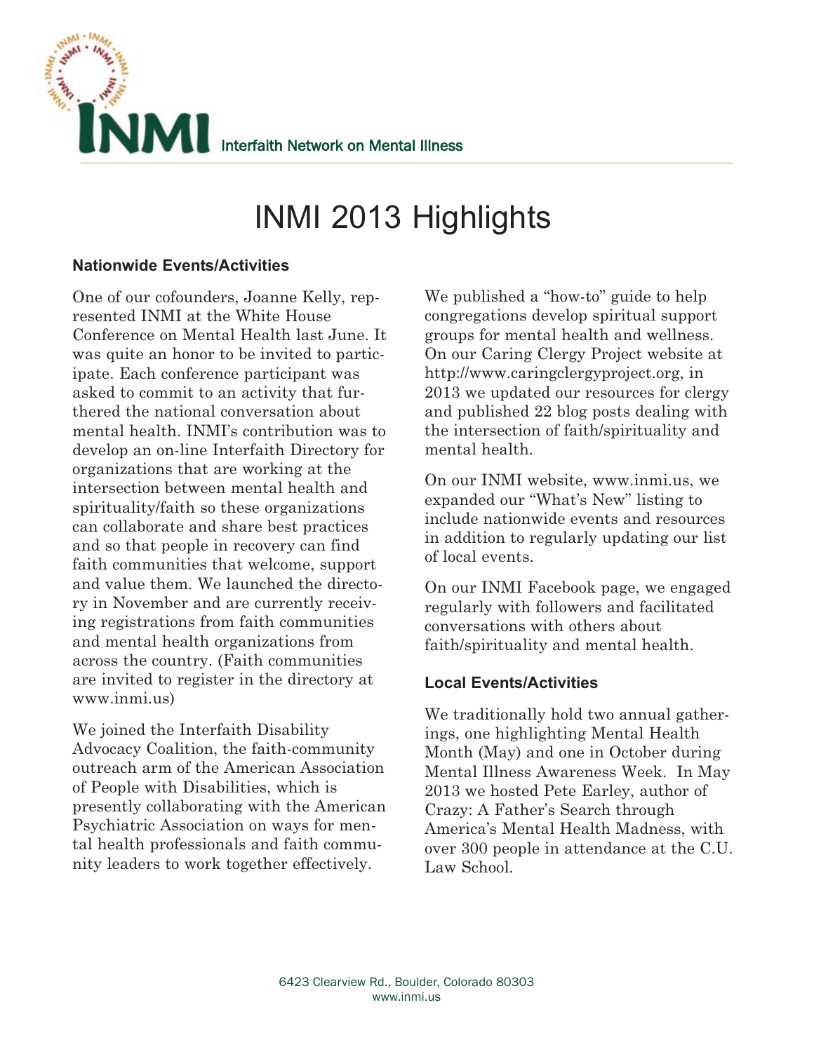**INMI** Interfaith Network on Mental Illness

# INMI 2013 Highlights

### Nationwide Events/Activities

One of our cofounders, Joanne Kelly, represented INMI at the White House Conference on Mental Health last June. It was quite an honor to be invited to participate. Each conference participant was asked to commit to an activity that furthered the national conversation about mental health. INMI's contribution was to develop an on-line Interfaith Directory for organizations that are working at the intersection between mental health and spirituality/faith so these organizations can collaborate and share best practices and so that people in recovery can find faith communities that welcome, support and value them. We launched the directory in November and are currently receiving registrations from faith communities and mental health organizations from across the country. (Faith communities are invited to register in the directory at www.inmi.us)

We joined the Interfaith Disability Advocacy Coalition, the faith-community outreach arm of the American Association of People with Disabilities, which is presently collaborating with the American Psychiatric Association on ways for mental health professionals and faith community leaders to work together effectively.

We published a "how-to" guide to help congregations develop spiritual support groups for mental health and wellness. On our Caring Clergy Project website at http://www.caringclergyproject.org, in 2013 we updated our resources for clergy and published 22 blog posts dealing with the intersection of faith/spirituality and mental health.

On our INMI website, www.inmi.us, we expanded our "What's New" listing to include nationwide events and resources in addition to regularly updating our list of local events.

On our INMI Facebook page, we engaged regularly with followers and facilitated conversations with others about faith/spirituality and mental health.

### Local Events/Activities

We traditionally hold two annual gatherings, one highlighting Mental Health Month (May) and one in October during Mental Illness Awareness Week. In May 2013 we hosted Pete Earley, author of Crazy: A Father's Search through America's Mental Health Madness, with over 300 people in attendance at the C.U. Law School.

6423 Clearview Rd., Boulder, Colorado 80303
www.inmi.us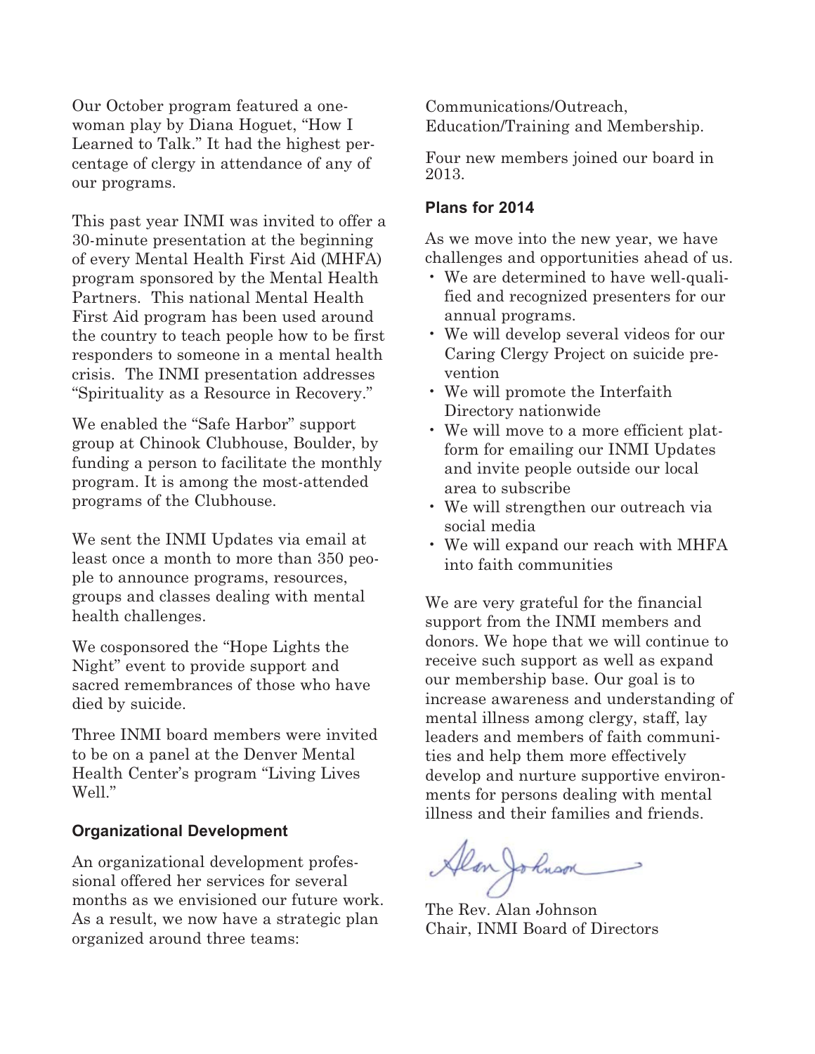Our October program featured a one-woman play by Diana Hoguet, "How I Learned to Talk." It had the highest percentage of clergy in attendance of any of our programs.

This past year INMI was invited to offer a 30-minute presentation at the beginning of every Mental Health First Aid (MHFA) program sponsored by the Mental Health Partners. This national Mental Health First Aid program has been used around the country to teach people how to be first responders to someone in a mental health crisis. The INMI presentation addresses "Spirituality as a Resource in Recovery."

We enabled the "Safe Harbor" support group at Chinook Clubhouse, Boulder, by funding a person to facilitate the monthly program. It is among the most-attended programs of the Clubhouse.

We sent the INMI Updates via email at least once a month to more than 350 people to announce programs, resources, groups and classes dealing with mental health challenges.

We cosponsored the "Hope Lights the Night" event to provide support and sacred remembrances of those who have died by suicide.

Three INMI board members were invited to be on a panel at the Denver Mental Health Center's program "Living Lives Well."

### Organizational Development

An organizational development professional offered her services for several months as we envisioned our future work. As a result, we now have a strategic plan organized around three teams: Communications/Outreach, Education/Training and Membership.

Four new members joined our board in 2013.

### Plans for 2014

As we move into the new year, we have challenges and opportunities ahead of us.

- We are determined to have well-qualified and recognized presenters for our annual programs.
- We will develop several videos for our Caring Clergy Project on suicide prevention
- We will promote the Interfaith Directory nationwide
- We will move to a more efficient platform for emailing our INMI Updates and invite people outside our local area to subscribe
- We will strengthen our outreach via social media
- We will expand our reach with MHFA into faith communities

We are very grateful for the financial support from the INMI members and donors. We hope that we will continue to receive such support as well as expand our membership base. Our goal is to increase awareness and understanding of mental illness among clergy, staff, lay leaders and members of faith communities and help them more effectively develop and nurture supportive environments for persons dealing with mental illness and their families and friends.

Alan Johnson

The Rev. Alan Johnson
Chair, INMI Board of Directors